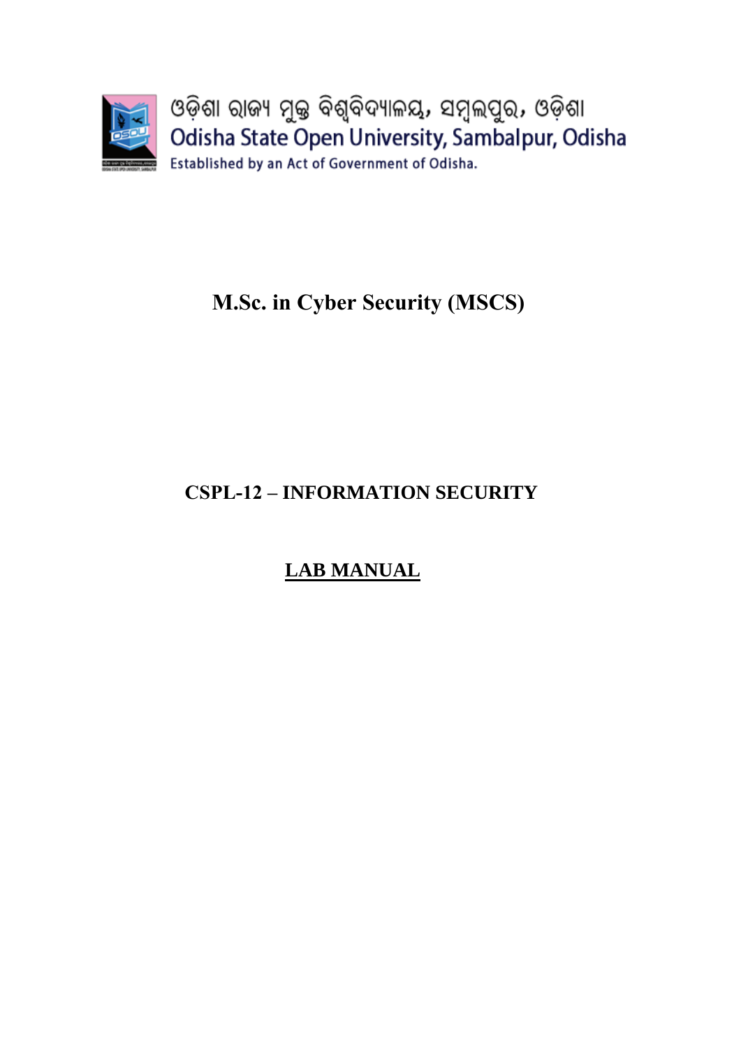ଓଡ଼ିଶା ରାଜ୍ୟ ମୁକ୍ତ ବିଶ୍ୱବିଦ୍ୟାଳୟ, ସମ୍ବଲପୁର, ଓଡ଼ିଶା

Odisha State Open University, Sambalpur, Odisha

Established by an Act of Government of Odisha.

# M.Sc. in Cyber Security (MSCS)

## CSPL-12 – INFORMATION SECURITY

## LAB MANUAL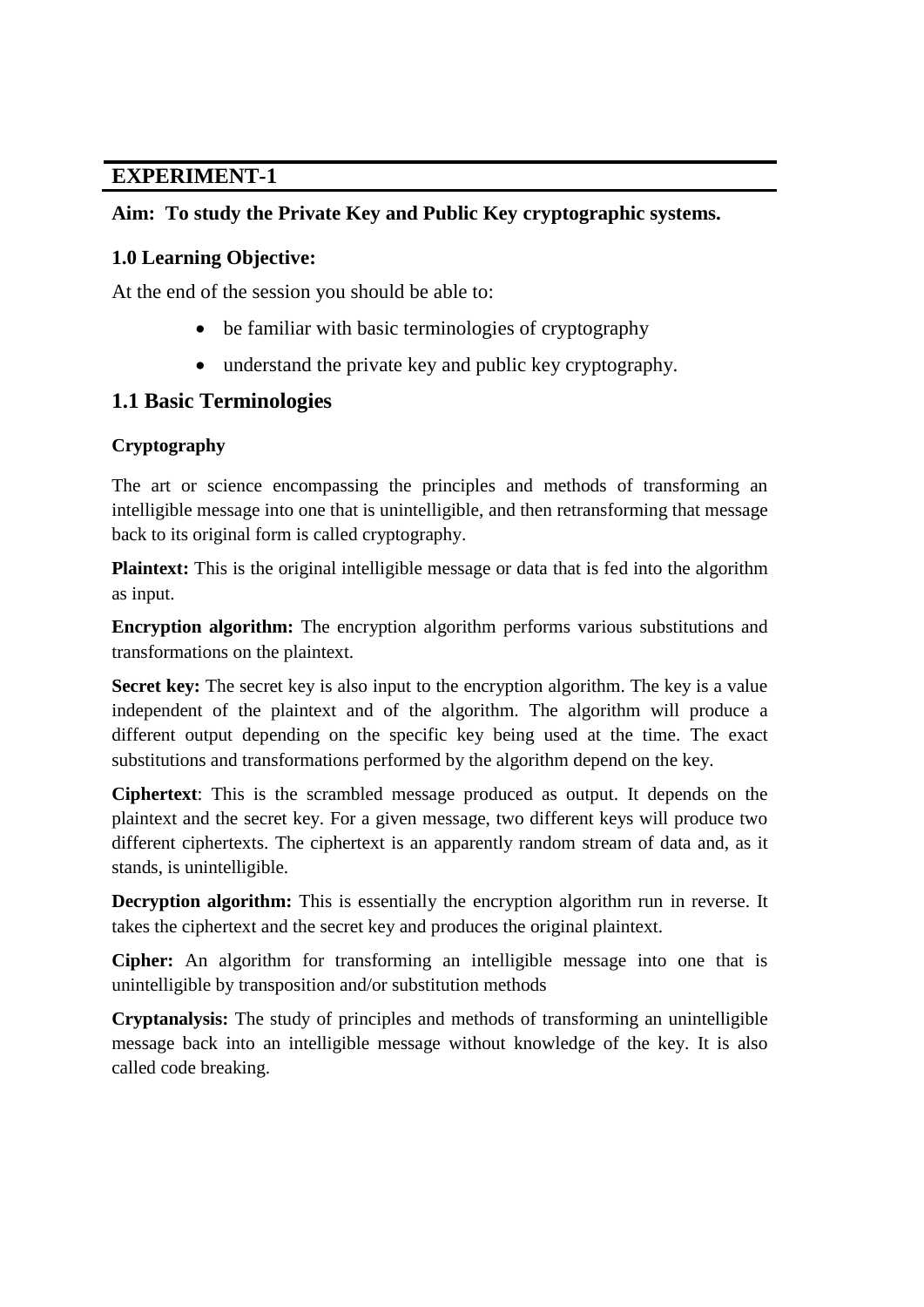## EXPERIMENT-1

**Aim: To study the Private Key and Public Key cryptographic systems.**

### 1.0 Learning Objective:

At the end of the session you should be able to:

- be familiar with basic terminologies of cryptography
- understand the private key and public key cryptography.

## 1.1 Basic Terminologies

**Cryptography**

The art or science encompassing the principles and methods of transforming an intelligible message into one that is unintelligible, and then retransforming that message back to its original form is called cryptography.

**Plaintext:** This is the original intelligible message or data that is fed into the algorithm as input.

**Encryption algorithm:** The encryption algorithm performs various substitutions and transformations on the plaintext.

**Secret key:** The secret key is also input to the encryption algorithm. The key is a value independent of the plaintext and of the algorithm. The algorithm will produce a different output depending on the specific key being used at the time. The exact substitutions and transformations performed by the algorithm depend on the key.

**Ciphertext**: This is the scrambled message produced as output. It depends on the plaintext and the secret key. For a given message, two different keys will produce two different ciphertexts. The ciphertext is an apparently random stream of data and, as it stands, is unintelligible.

**Decryption algorithm:** This is essentially the encryption algorithm run in reverse. It takes the ciphertext and the secret key and produces the original plaintext.

**Cipher:** An algorithm for transforming an intelligible message into one that is unintelligible by transposition and/or substitution methods

**Cryptanalysis:** The study of principles and methods of transforming an unintelligible message back into an intelligible message without knowledge of the key. It is also called code breaking.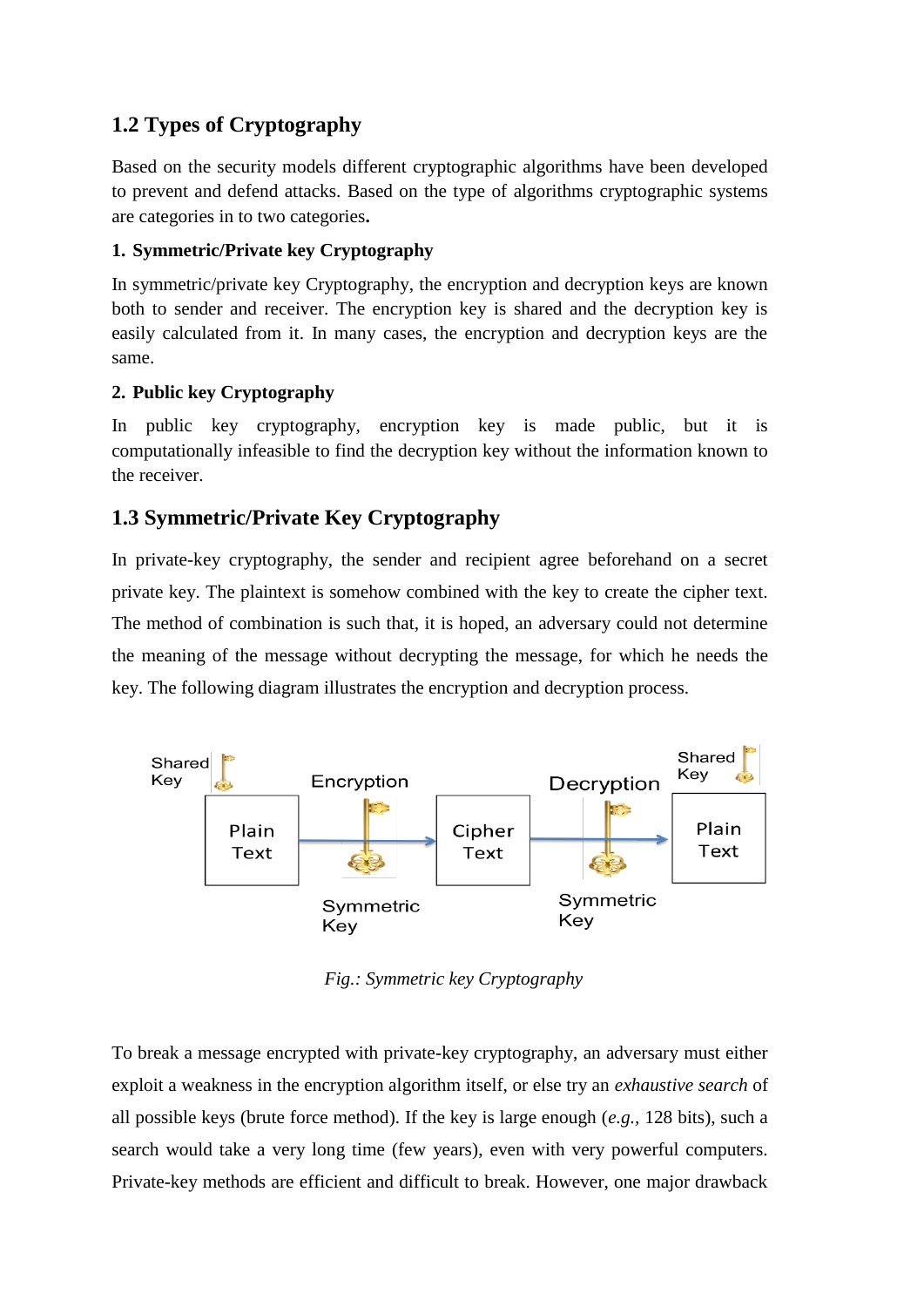## 1.2 Types of Cryptography

Based on the security models different cryptographic algorithms have been developed to prevent and defend attacks. Based on the type of algorithms cryptographic systems are categories in to two categories**.**

**1. Symmetric/Private key Cryptography**

In symmetric/private key Cryptography, the encryption and decryption keys are known both to sender and receiver. The encryption key is shared and the decryption key is easily calculated from it. In many cases, the encryption and decryption keys are the same.

**2. Public key Cryptography**

In public key cryptography, encryption key is made public, but it is computationally infeasible to find the decryption key without the information known to the receiver.

## 1.3 Symmetric/Private Key Cryptography

In private-key cryptography, the sender and recipient agree beforehand on a secret private key. The plaintext is somehow combined with the key to create the cipher text. The method of combination is such that, it is hoped, an adversary could not determine the meaning of the message without decrypting the message, for which he needs the key. The following diagram illustrates the encryption and decryption process.

Shared Key | Plain Text | Encryption | Symmetric Key | Cipher Text | Decryption | Symmetric Key | Shared Key | Plain Text

*Fig.: Symmetric key Cryptography*

To break a message encrypted with private-key cryptography, an adversary must either exploit a weakness in the encryption algorithm itself, or else try an *exhaustive search* of all possible keys (brute force method). If the key is large enough (*e.g.,* 128 bits), such a search would take a very long time (few years), even with very powerful computers. Private-key methods are efficient and difficult to break. However, one major drawback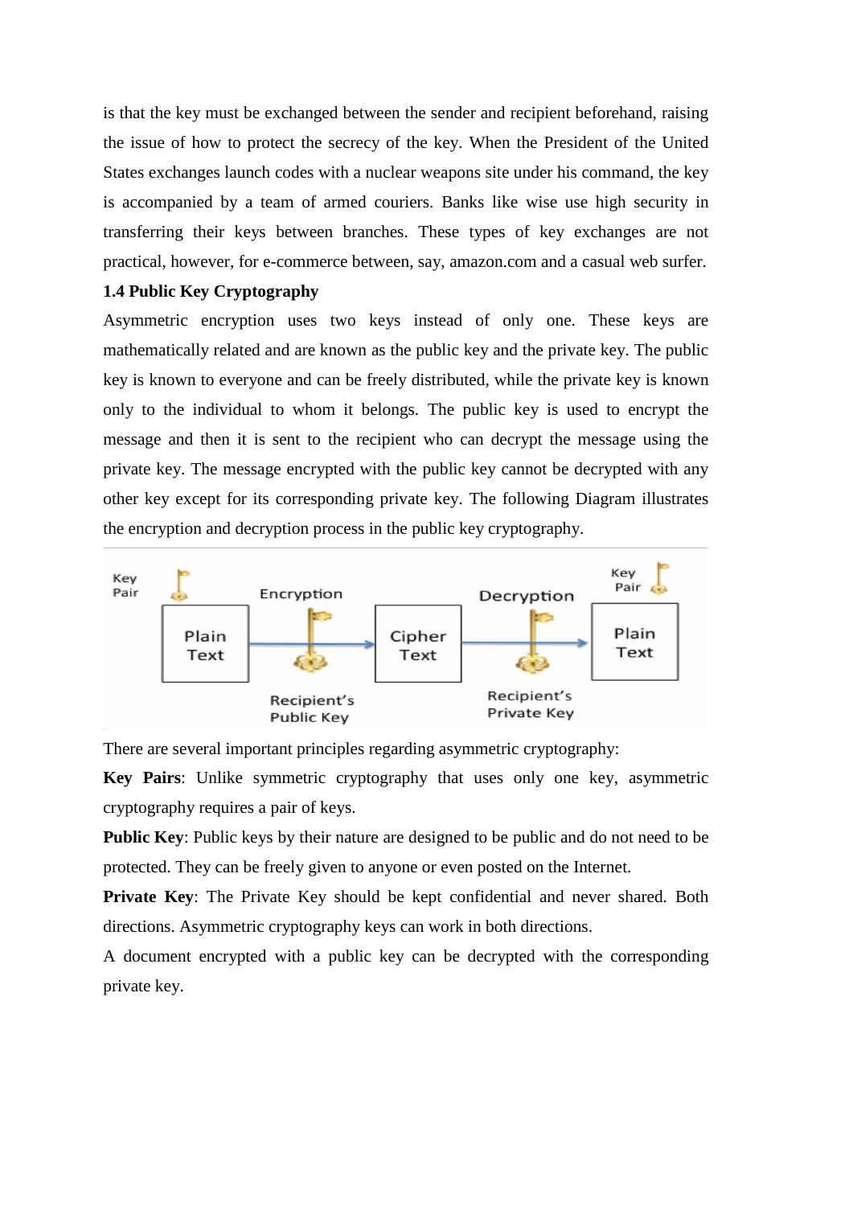is that the key must be exchanged between the sender and recipient beforehand, raising the issue of how to protect the secrecy of the key. When the President of the United States exchanges launch codes with a nuclear weapons site under his command, the key is accompanied by a team of armed couriers. Banks like wise use high security in transferring their keys between branches. These types of key exchanges are not practical, however, for e-commerce between, say, amazon.com and a casual web surfer.

**1.4 Public Key Cryptography**

Asymmetric encryption uses two keys instead of only one. These keys are mathematically related and are known as the public key and the private key. The public key is known to everyone and can be freely distributed, while the private key is known only to the individual to whom it belongs. The public key is used to encrypt the message and then it is sent to the recipient who can decrypt the message using the private key. The message encrypted with the public key cannot be decrypted with any other key except for its corresponding private key. The following Diagram illustrates the encryption and decryption process in the public key cryptography.

Key Pair | Plain Text → Encryption (Recipient's Public Key) → Cipher Text → Decryption (Recipient's Private Key) → Plain Text | Key Pair

There are several important principles regarding asymmetric cryptography:

**Key Pairs**: Unlike symmetric cryptography that uses only one key, asymmetric cryptography requires a pair of keys.

**Public Key**: Public keys by their nature are designed to be public and do not need to be protected. They can be freely given to anyone or even posted on the Internet.

**Private Key**: The Private Key should be kept confidential and never shared. Both directions. Asymmetric cryptography keys can work in both directions.

A document encrypted with a public key can be decrypted with the corresponding private key.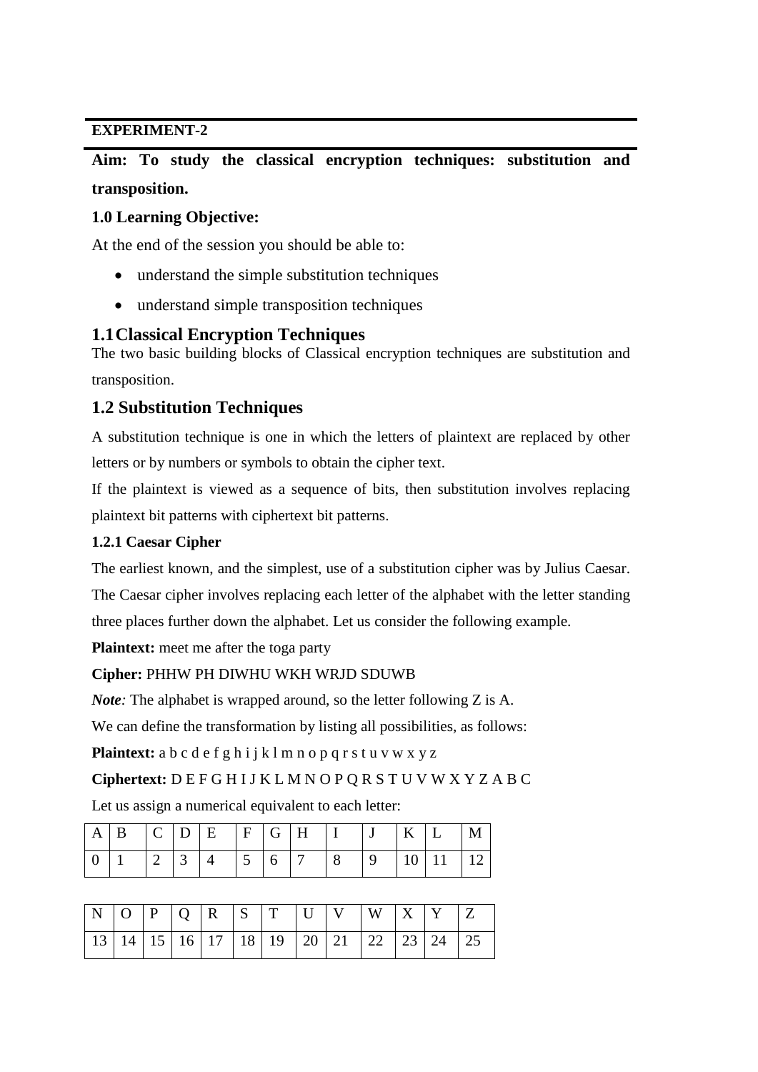**EXPERIMENT-2**

**Aim: To study the classical encryption techniques: substitution and transposition.**

### 1.0 Learning Objective:

At the end of the session you should be able to:

- understand the simple substitution techniques
- understand simple transposition techniques

## 1.1 Classical Encryption Techniques

The two basic building blocks of Classical encryption techniques are substitution and transposition.

## 1.2 Substitution Techniques

A substitution technique is one in which the letters of plaintext are replaced by other letters or by numbers or symbols to obtain the cipher text.

If the plaintext is viewed as a sequence of bits, then substitution involves replacing plaintext bit patterns with ciphertext bit patterns.

### 1.2.1 Caesar Cipher

The earliest known, and the simplest, use of a substitution cipher was by Julius Caesar. The Caesar cipher involves replacing each letter of the alphabet with the letter standing three places further down the alphabet. Let us consider the following example.

**Plaintext:** meet me after the toga party

**Cipher:** PHHW PH DIWHU WKH WRJD SDUWB

***Note**:* The alphabet is wrapped around, so the letter following Z is A.

We can define the transformation by listing all possibilities, as follows:

**Plaintext:** a b c d e f g h i j k l m n o p q r s t u v w x y z

**Ciphertext:** D E F G H I J K L M N O P Q R S T U V W X Y Z A B C

Let us assign a numerical equivalent to each letter:

| A | B | C | D | E | F | G | H | I | J | K | L | M |
|---|---|---|---|---|---|---|---|---|---|---|---|---|
| 0 | 1 | 2 | 3 | 4 | 5 | 6 | 7 | 8 | 9 | 10 | 11 | 12 |

| N | O | P | Q | R | S | T | U | V | W | X | Y | Z |
|---|---|---|---|---|---|---|---|---|---|---|---|---|
| 13 | 14 | 15 | 16 | 17 | 18 | 19 | 20 | 21 | 22 | 23 | 24 | 25 |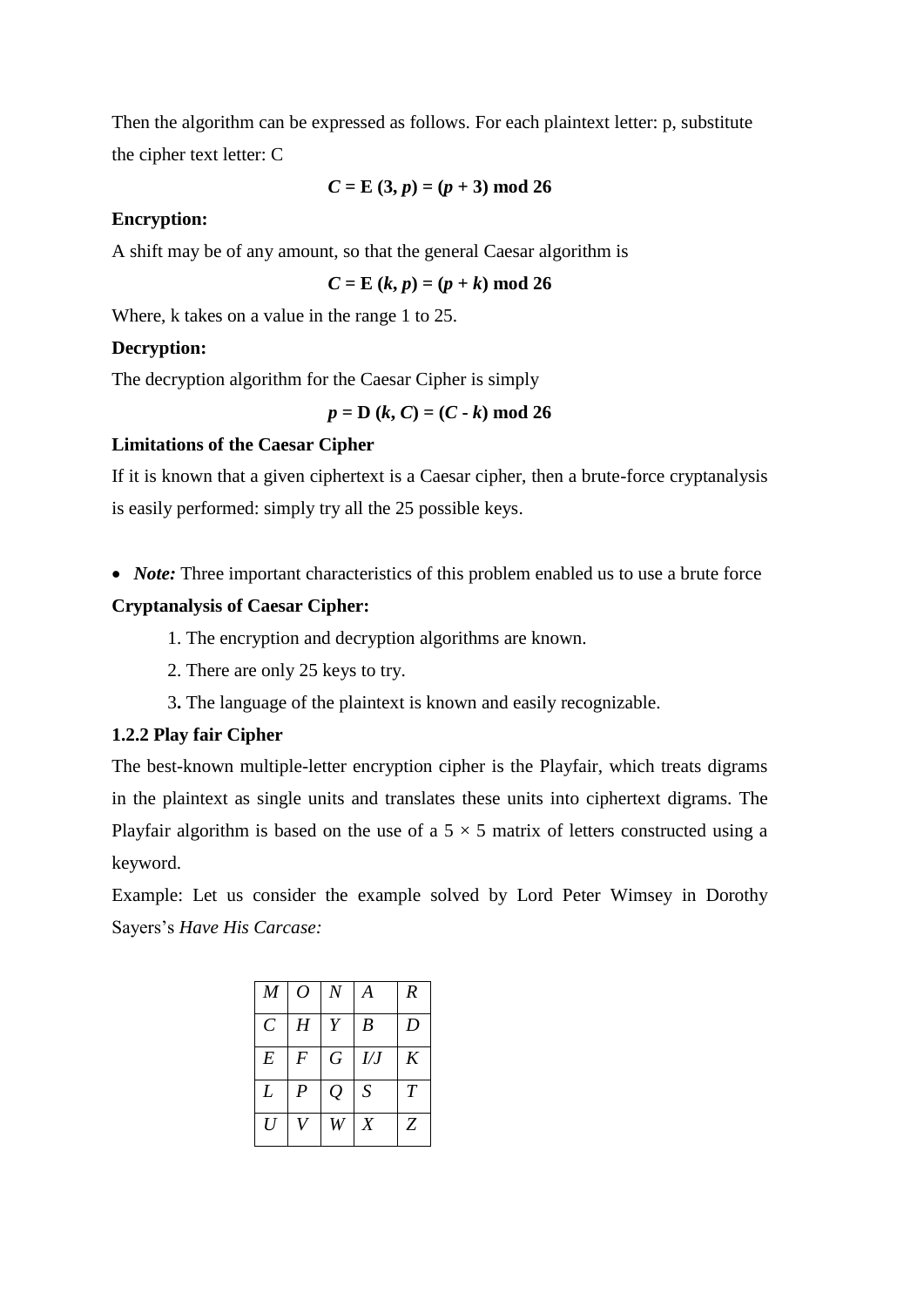Then the algorithm can be expressed as follows. For each plaintext letter: p, substitute the cipher text letter: C

$$C = E(3, p) = (p + 3) \bmod 26$$

**Encryption:**

A shift may be of any amount, so that the general Caesar algorithm is

$$C = E(k, p) = (p + k) \bmod 26$$

Where, k takes on a value in the range 1 to 25.

**Decryption:**

The decryption algorithm for the Caesar Cipher is simply

$$p = D(k, C) = (C - k) \bmod 26$$

**Limitations of the Caesar Cipher**

If it is known that a given ciphertext is a Caesar cipher, then a brute-force cryptanalysis is easily performed: simply try all the 25 possible keys.

- ***Note:*** Three important characteristics of this problem enabled us to use a brute force

**Cryptanalysis of Caesar Cipher:**

1. The encryption and decryption algorithms are known.
2. There are only 25 keys to try.
3. The language of the plaintext is known and easily recognizable.

**1.2.2 Play fair Cipher**

The best-known multiple-letter encryption cipher is the Playfair, which treats digrams in the plaintext as single units and translates these units into ciphertext digrams. The Playfair algorithm is based on the use of a 5 × 5 matrix of letters constructed using a keyword.

Example: Let us consider the example solved by Lord Peter Wimsey in Dorothy Sayers's *Have His Carcase:*

| *M* | *O* | *N* | *A* | *R* |
|---|---|---|---|---|
| *C* | *H* | *Y* | *B* | *D* |
| *E* | *F* | *G* | *I/J* | *K* |
| *L* | *P* | *Q* | *S* | *T* |
| *U* | *V* | *W* | *X* | *Z* |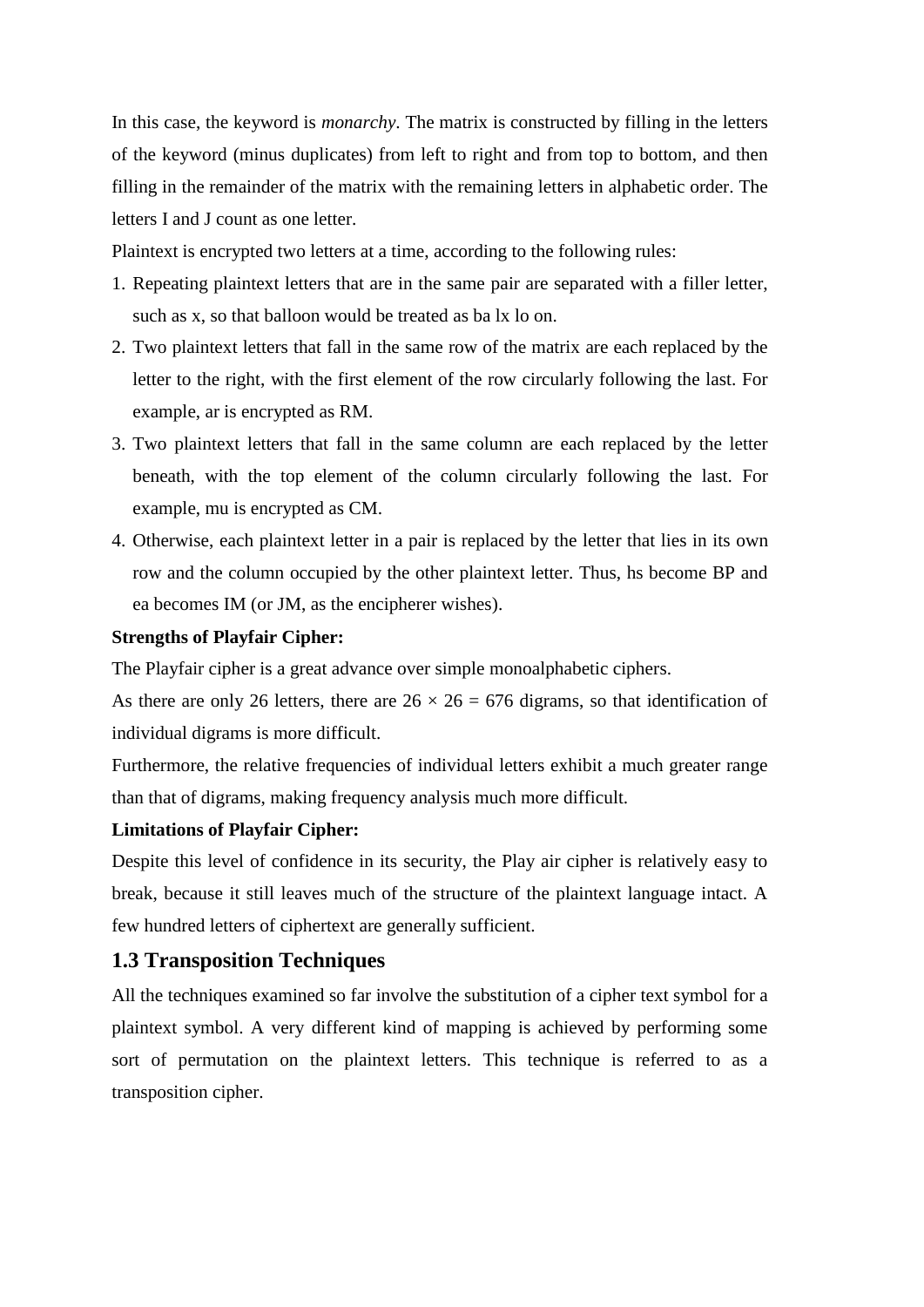In this case, the keyword is *monarchy*. The matrix is constructed by filling in the letters of the keyword (minus duplicates) from left to right and from top to bottom, and then filling in the remainder of the matrix with the remaining letters in alphabetic order. The letters I and J count as one letter.

Plaintext is encrypted two letters at a time, according to the following rules:

1. Repeating plaintext letters that are in the same pair are separated with a filler letter, such as x, so that balloon would be treated as ba lx lo on.
2. Two plaintext letters that fall in the same row of the matrix are each replaced by the letter to the right, with the first element of the row circularly following the last. For example, ar is encrypted as RM.
3. Two plaintext letters that fall in the same column are each replaced by the letter beneath, with the top element of the column circularly following the last. For example, mu is encrypted as CM.
4. Otherwise, each plaintext letter in a pair is replaced by the letter that lies in its own row and the column occupied by the other plaintext letter. Thus, hs become BP and ea becomes IM (or JM, as the encipherer wishes).

**Strengths of Playfair Cipher:**

The Playfair cipher is a great advance over simple monoalphabetic ciphers.

As there are only 26 letters, there are $26 \times 26 = 676$ digrams, so that identification of individual digrams is more difficult.

Furthermore, the relative frequencies of individual letters exhibit a much greater range than that of digrams, making frequency analysis much more difficult.

**Limitations of Playfair Cipher:**

Despite this level of confidence in its security, the Play air cipher is relatively easy to break, because it still leaves much of the structure of the plaintext language intact. A few hundred letters of ciphertext are generally sufficient.

## 1.3 Transposition Techniques

All the techniques examined so far involve the substitution of a cipher text symbol for a plaintext symbol. A very different kind of mapping is achieved by performing some sort of permutation on the plaintext letters. This technique is referred to as a transposition cipher.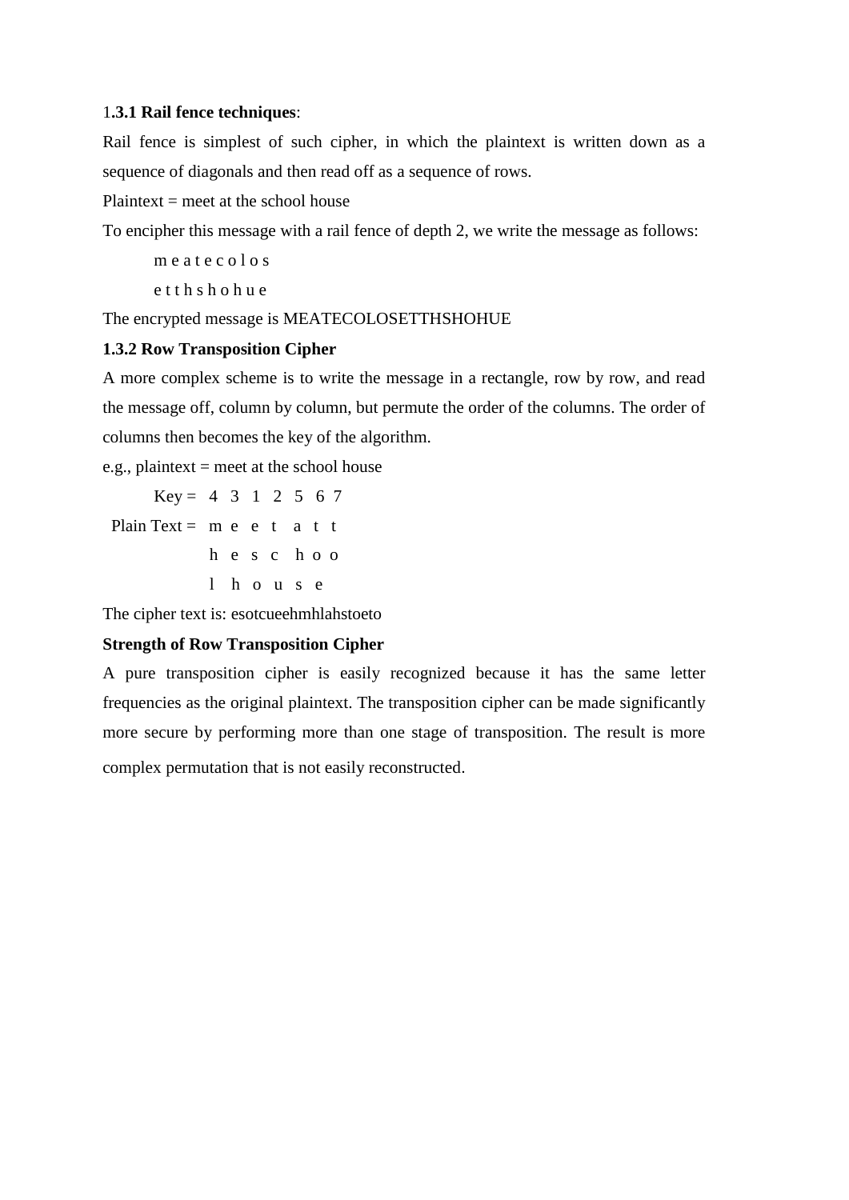### 1.3.1 Rail fence techniques:

Rail fence is simplest of such cipher, in which the plaintext is written down as a sequence of diagonals and then read off as a sequence of rows.

Plaintext = meet at the school house

To encipher this message with a rail fence of depth 2, we write the message as follows:

m e a t e c o l o s

e t t h s h o h u e

The encrypted message is MEATECOLOSETTHSHOHUE

### 1.3.2 Row Transposition Cipher

A more complex scheme is to write the message in a rectangle, row by row, and read the message off, column by column, but permute the order of the columns. The order of columns then becomes the key of the algorithm.

e.g., plaintext = meet at the school house

| | | | | | | | |
|---|---|---|---|---|---|---|---|
| Key = | 4 | 3 | 1 | 2 | 5 | 6 | 7 |
| Plain Text = | m | e | e | t | a | t | t |
| | h | e | s | c | h | o | o |
| | l | h | o | u | s | e | |

The cipher text is: esotcueehmhlahstoeto

**Strength of Row Transposition Cipher**

A pure transposition cipher is easily recognized because it has the same letter frequencies as the original plaintext. The transposition cipher can be made significantly more secure by performing more than one stage of transposition. The result is more complex permutation that is not easily reconstructed.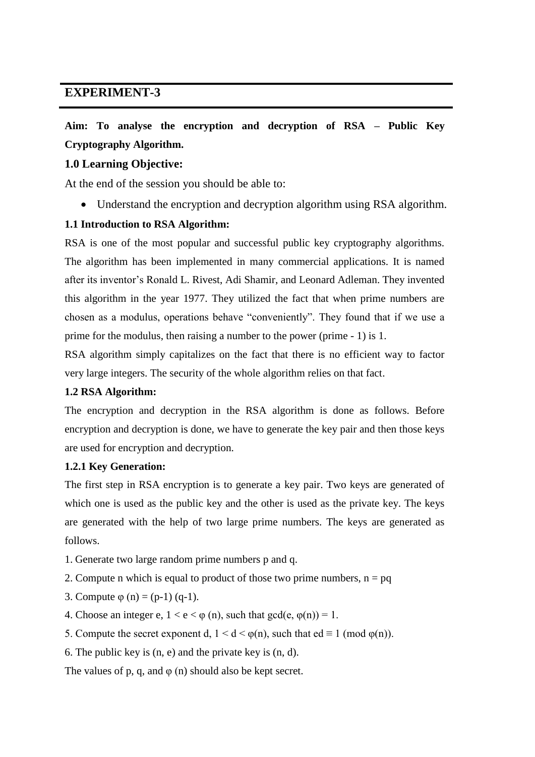# EXPERIMENT-3

**Aim: To analyse the encryption and decryption of RSA – Public Key Cryptography Algorithm.**

## 1.0 Learning Objective:

At the end of the session you should be able to:

- Understand the encryption and decryption algorithm using RSA algorithm.

### 1.1 Introduction to RSA Algorithm:

RSA is one of the most popular and successful public key cryptography algorithms. The algorithm has been implemented in many commercial applications. It is named after its inventor's Ronald L. Rivest, Adi Shamir, and Leonard Adleman. They invented this algorithm in the year 1977. They utilized the fact that when prime numbers are chosen as a modulus, operations behave "conveniently". They found that if we use a prime for the modulus, then raising a number to the power (prime - 1) is 1.

RSA algorithm simply capitalizes on the fact that there is no efficient way to factor very large integers. The security of the whole algorithm relies on that fact.

### 1.2 RSA Algorithm:

The encryption and decryption in the RSA algorithm is done as follows. Before encryption and decryption is done, we have to generate the key pair and then those keys are used for encryption and decryption.

#### 1.2.1 Key Generation:

The first step in RSA encryption is to generate a key pair. Two keys are generated of which one is used as the public key and the other is used as the private key. The keys are generated with the help of two large prime numbers. The keys are generated as follows.

1. Generate two large random prime numbers p and q.
2. Compute n which is equal to product of those two prime numbers, $n = pq$
3. Compute $\varphi(n) = (p-1)(q-1)$.
4. Choose an integer e, $1 < e < \varphi(n)$, such that $\gcd(e, \varphi(n)) = 1$.
5. Compute the secret exponent d, $1 < d < \varphi(n)$, such that $ed \equiv 1 \pmod{\varphi(n)}$.
6. The public key is (n, e) and the private key is (n, d).

The values of p, q, and $\varphi(n)$ should also be kept secret.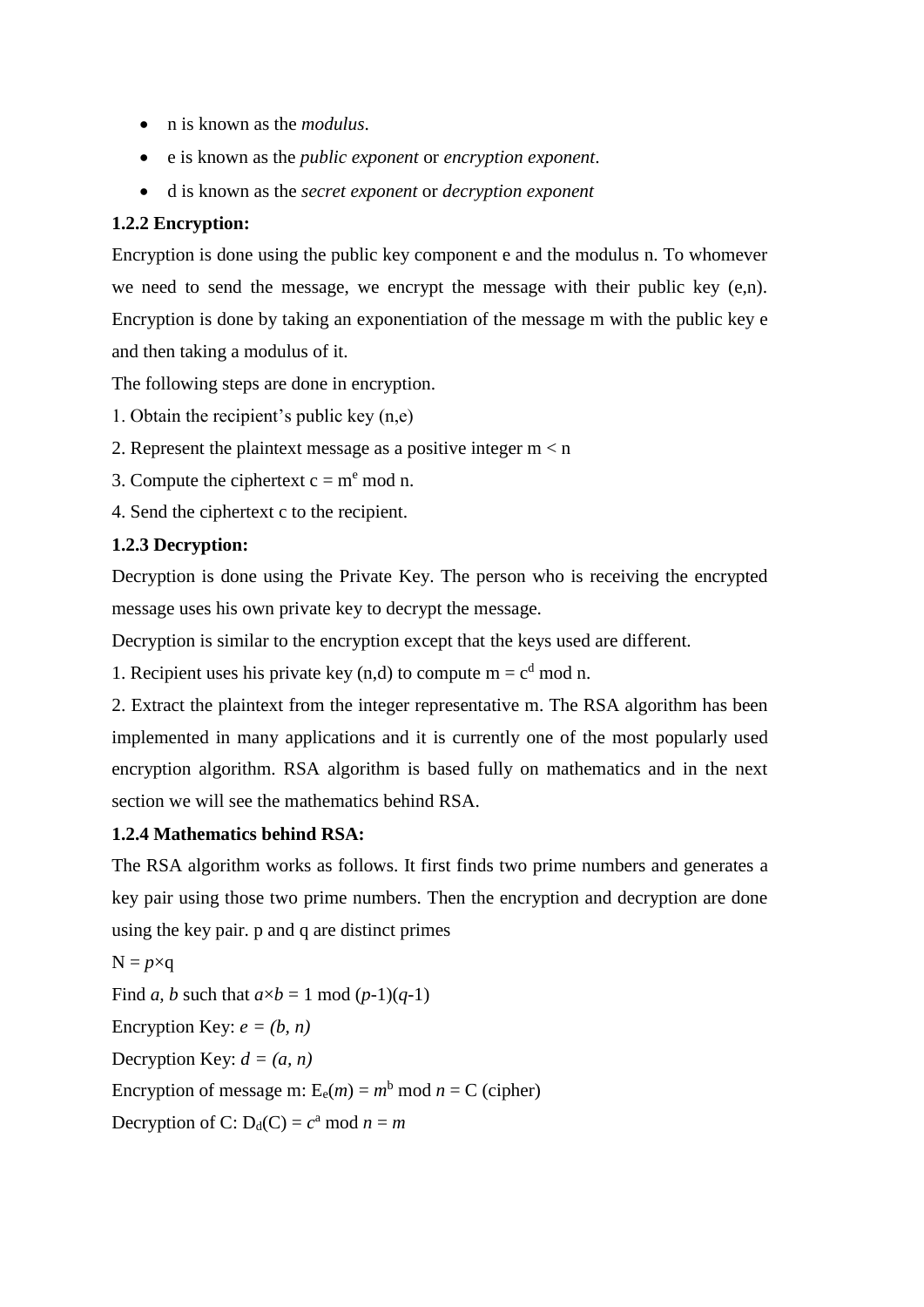- n is known as the *modulus*.
- e is known as the *public exponent* or *encryption exponent*.
- d is known as the *secret exponent* or *decryption exponent*

**1.2.2 Encryption:**

Encryption is done using the public key component e and the modulus n. To whomever we need to send the message, we encrypt the message with their public key (e,n). Encryption is done by taking an exponentiation of the message m with the public key e and then taking a modulus of it.

The following steps are done in encryption.

1. Obtain the recipient's public key (n,e)
2. Represent the plaintext message as a positive integer $m < n$
3. Compute the ciphertext $c = m^e \bmod n$.
4. Send the ciphertext c to the recipient.

**1.2.3 Decryption:**

Decryption is done using the Private Key. The person who is receiving the encrypted message uses his own private key to decrypt the message.

Decryption is similar to the encryption except that the keys used are different.

1. Recipient uses his private key (n,d) to compute $m = c^d \bmod n$.
2. Extract the plaintext from the integer representative m. The RSA algorithm has been implemented in many applications and it is currently one of the most popularly used encryption algorithm. RSA algorithm is based fully on mathematics and in the next section we will see the mathematics behind RSA.

**1.2.4 Mathematics behind RSA:**

The RSA algorithm works as follows. It first finds two prime numbers and generates a key pair using those two prime numbers. Then the encryption and decryption are done using the key pair. p and q are distinct primes

$N = p \times q$

Find $a$, $b$ such that $a \times b = 1 \bmod (p-1)(q-1)$

Encryption Key: $e = (b, n)$

Decryption Key: $d = (a, n)$

Encryption of message m: $E_e(m) = m^b \bmod n = C$ (cipher)

Decryption of C: $D_d(C) = c^a \bmod n = m$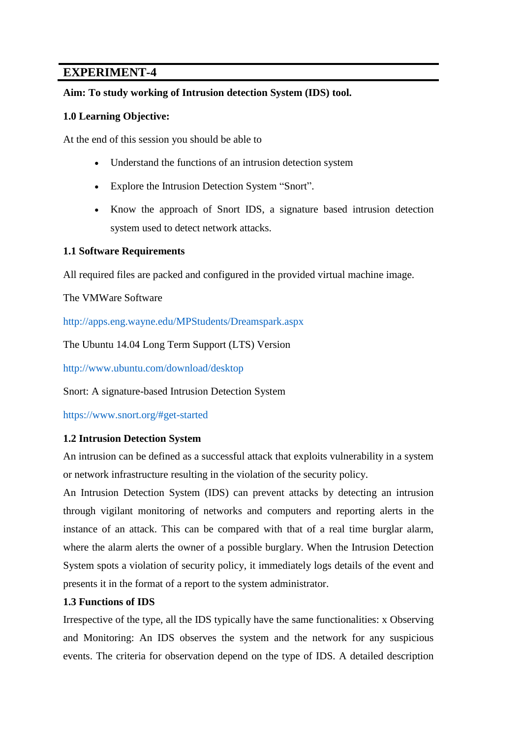## EXPERIMENT-4

**Aim: To study working of Intrusion detection System (IDS) tool.**

**1.0 Learning Objective:**

At the end of this session you should be able to

- Understand the functions of an intrusion detection system
- Explore the Intrusion Detection System "Snort".
- Know the approach of Snort IDS, a signature based intrusion detection system used to detect network attacks.

**1.1 Software Requirements**

All required files are packed and configured in the provided virtual machine image.

The VMWare Software

http://apps.eng.wayne.edu/MPStudents/Dreamspark.aspx

The Ubuntu 14.04 Long Term Support (LTS) Version

http://www.ubuntu.com/download/desktop

Snort: A signature-based Intrusion Detection System

https://www.snort.org/#get-started

**1.2 Intrusion Detection System**

An intrusion can be defined as a successful attack that exploits vulnerability in a system or network infrastructure resulting in the violation of the security policy.

An Intrusion Detection System (IDS) can prevent attacks by detecting an intrusion through vigilant monitoring of networks and computers and reporting alerts in the instance of an attack. This can be compared with that of a real time burglar alarm, where the alarm alerts the owner of a possible burglary. When the Intrusion Detection System spots a violation of security policy, it immediately logs details of the event and presents it in the format of a report to the system administrator.

**1.3 Functions of IDS**

Irrespective of the type, all the IDS typically have the same functionalities: x Observing and Monitoring: An IDS observes the system and the network for any suspicious events. The criteria for observation depend on the type of IDS. A detailed description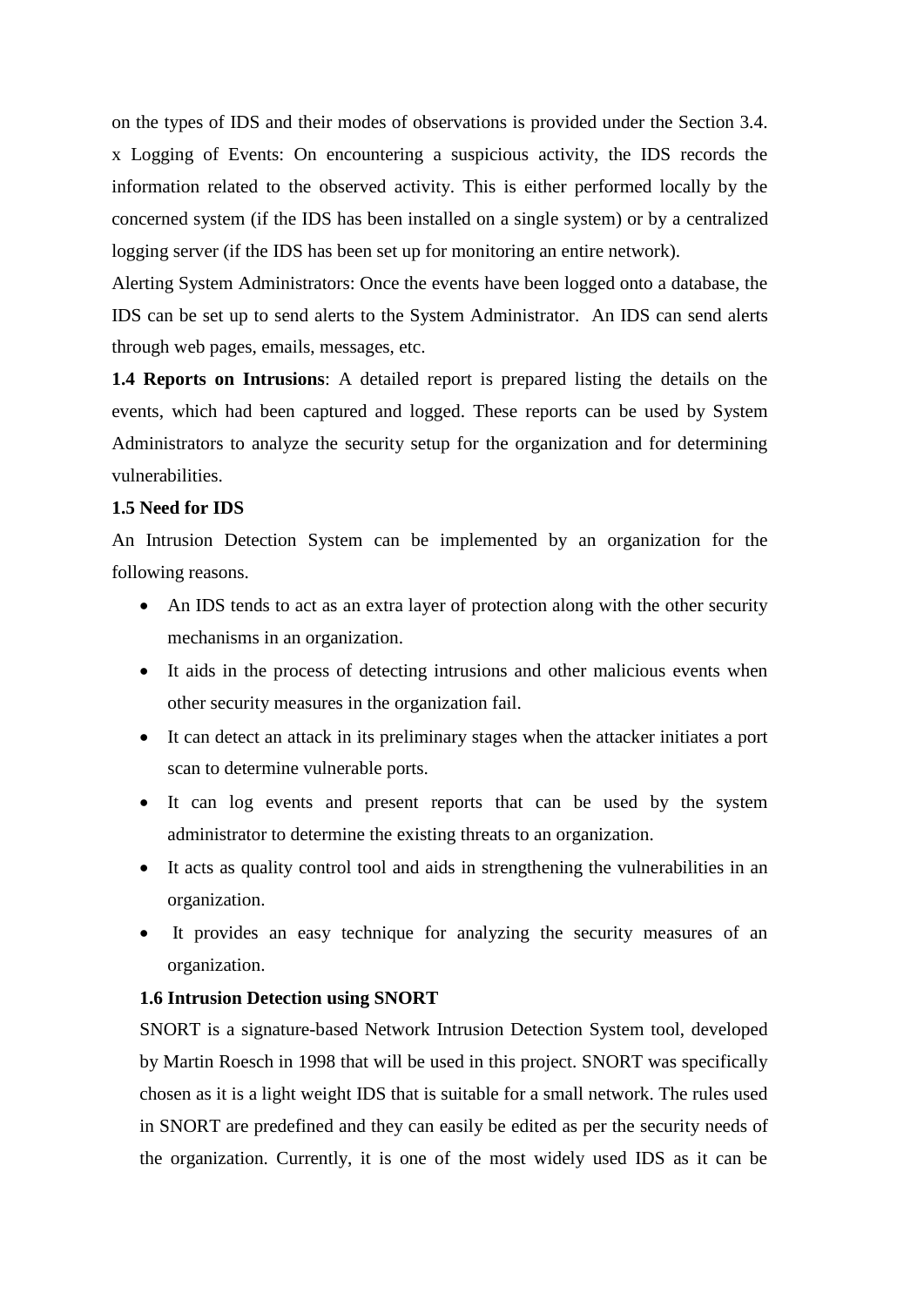on the types of IDS and their modes of observations is provided under the Section 3.4.

x Logging of Events: On encountering a suspicious activity, the IDS records the information related to the observed activity. This is either performed locally by the concerned system (if the IDS has been installed on a single system) or by a centralized logging server (if the IDS has been set up for monitoring an entire network).

Alerting System Administrators: Once the events have been logged onto a database, the IDS can be set up to send alerts to the System Administrator. An IDS can send alerts through web pages, emails, messages, etc.

**1.4 Reports on Intrusions**: A detailed report is prepared listing the details on the events, which had been captured and logged. These reports can be used by System Administrators to analyze the security setup for the organization and for determining vulnerabilities.

**1.5 Need for IDS**

An Intrusion Detection System can be implemented by an organization for the following reasons.

- An IDS tends to act as an extra layer of protection along with the other security mechanisms in an organization.
- It aids in the process of detecting intrusions and other malicious events when other security measures in the organization fail.
- It can detect an attack in its preliminary stages when the attacker initiates a port scan to determine vulnerable ports.
- It can log events and present reports that can be used by the system administrator to determine the existing threats to an organization.
- It acts as quality control tool and aids in strengthening the vulnerabilities in an organization.
- It provides an easy technique for analyzing the security measures of an organization.

**1.6 Intrusion Detection using SNORT**

SNORT is a signature-based Network Intrusion Detection System tool, developed by Martin Roesch in 1998 that will be used in this project. SNORT was specifically chosen as it is a light weight IDS that is suitable for a small network. The rules used in SNORT are predefined and they can easily be edited as per the security needs of the organization. Currently, it is one of the most widely used IDS as it can be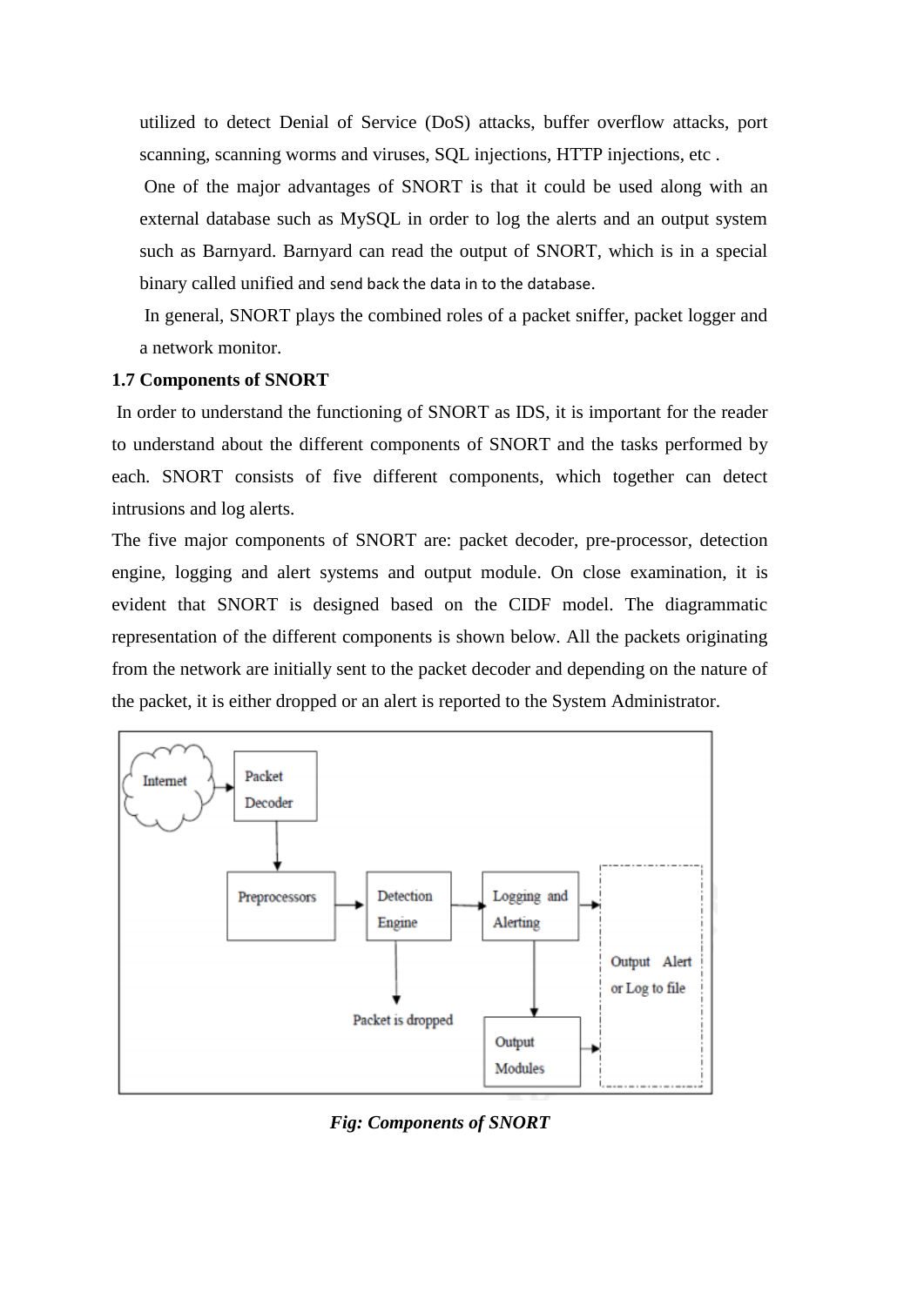utilized to detect Denial of Service (DoS) attacks, buffer overflow attacks, port scanning, scanning worms and viruses, SQL injections, HTTP injections, etc .

One of the major advantages of SNORT is that it could be used along with an external database such as MySQL in order to log the alerts and an output system such as Barnyard. Barnyard can read the output of SNORT, which is in a special binary called unified and send back the data in to the database.

In general, SNORT plays the combined roles of a packet sniffer, packet logger and a network monitor.

**1.7 Components of SNORT**

In order to understand the functioning of SNORT as IDS, it is important for the reader to understand about the different components of SNORT and the tasks performed by each. SNORT consists of five different components, which together can detect intrusions and log alerts.

The five major components of SNORT are: packet decoder, pre-processor, detection engine, logging and alert systems and output module. On close examination, it is evident that SNORT is designed based on the CIDF model. The diagrammatic representation of the different components is shown below. All the packets originating from the network are initially sent to the packet decoder and depending on the nature of the packet, it is either dropped or an alert is reported to the System Administrator.

Internet → Packet Decoder → Preprocessors → Detection Engine → Logging and Alerting → Output Alert or Log to file

Detection Engine → Packet is dropped

Logging and Alerting → Output Modules → Output Alert or Log to file

*Fig: Components of SNORT*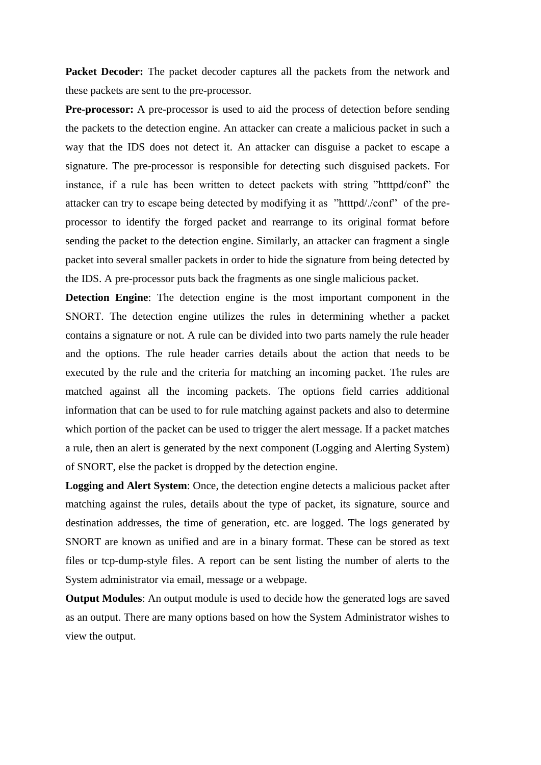**Packet Decoder:** The packet decoder captures all the packets from the network and these packets are sent to the pre-processor.

**Pre-processor:** A pre-processor is used to aid the process of detection before sending the packets to the detection engine. An attacker can create a malicious packet in such a way that the IDS does not detect it. An attacker can disguise a packet to escape a signature. The pre-processor is responsible for detecting such disguised packets. For instance, if a rule has been written to detect packets with string ”htttpd/conf” the attacker can try to escape being detected by modifying it as ”htttpd/./conf” of the pre-processor to identify the forged packet and rearrange to its original format before sending the packet to the detection engine. Similarly, an attacker can fragment a single packet into several smaller packets in order to hide the signature from being detected by the IDS. A pre-processor puts back the fragments as one single malicious packet.

**Detection Engine**: The detection engine is the most important component in the SNORT. The detection engine utilizes the rules in determining whether a packet contains a signature or not. A rule can be divided into two parts namely the rule header and the options. The rule header carries details about the action that needs to be executed by the rule and the criteria for matching an incoming packet. The rules are matched against all the incoming packets. The options field carries additional information that can be used to for rule matching against packets and also to determine which portion of the packet can be used to trigger the alert message. If a packet matches a rule, then an alert is generated by the next component (Logging and Alerting System) of SNORT, else the packet is dropped by the detection engine.

**Logging and Alert System**: Once, the detection engine detects a malicious packet after matching against the rules, details about the type of packet, its signature, source and destination addresses, the time of generation, etc. are logged. The logs generated by SNORT are known as unified and are in a binary format. These can be stored as text files or tcp-dump-style files. A report can be sent listing the number of alerts to the System administrator via email, message or a webpage.

**Output Modules**: An output module is used to decide how the generated logs are saved as an output. There are many options based on how the System Administrator wishes to view the output.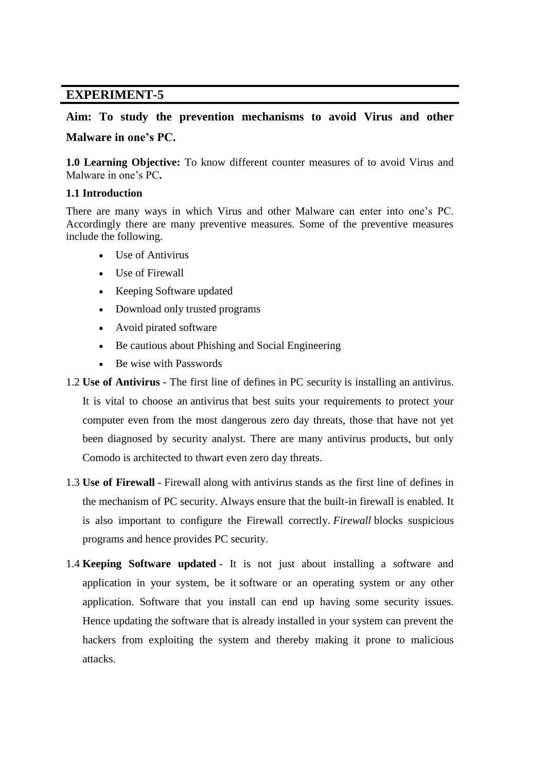## EXPERIMENT-5

**Aim: To study the prevention mechanisms to avoid Virus and other Malware in one's PC.**

**1.0 Learning Objective:** To know different counter measures of to avoid Virus and Malware in one's PC**.**

**1.1 Introduction**

There are many ways in which Virus and other Malware can enter into one's PC. Accordingly there are many preventive measures. Some of the preventive measures include the following.

- Use of Antivirus
- Use of Firewall
- Keeping Software updated
- Download only trusted programs
- Avoid pirated software
- Be cautious about Phishing and Social Engineering
- Be wise with Passwords

1.2 **Use of Antivirus** - The first line of defines in PC security is installing an antivirus. It is vital to choose an antivirus that best suits your requirements to protect your computer even from the most dangerous zero day threats, those that have not yet been diagnosed by security analyst. There are many antivirus products, but only Comodo is architected to thwart even zero day threats.

1.3 **Use of Firewall** - Firewall along with antivirus stands as the first line of defines in the mechanism of PC security. Always ensure that the built-in firewall is enabled. It is also important to configure the Firewall correctly. *Firewall* blocks suspicious programs and hence provides PC security.

1.4 **Keeping Software updated** - It is not just about installing a software and application in your system, be it software or an operating system or any other application. Software that you install can end up having some security issues. Hence updating the software that is already installed in your system can prevent the hackers from exploiting the system and thereby making it prone to malicious attacks.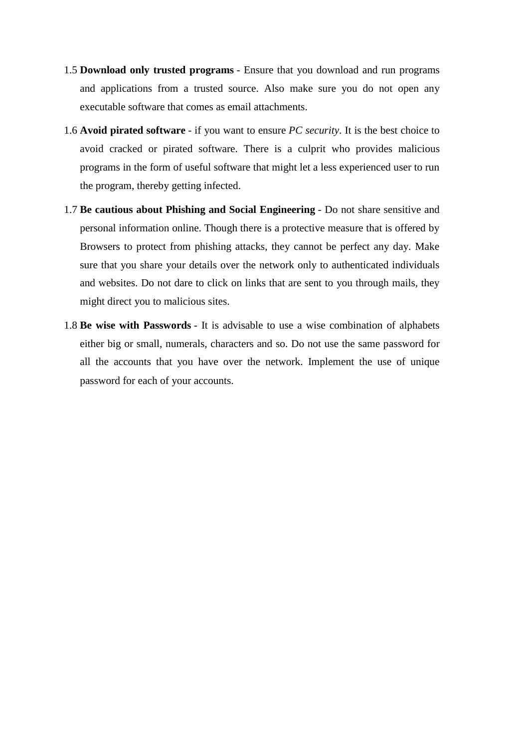1.5 **Download only trusted programs** - Ensure that you download and run programs and applications from a trusted source. Also make sure you do not open any executable software that comes as email attachments.

1.6 **Avoid pirated software** - if you want to ensure *PC security*. It is the best choice to avoid cracked or pirated software. There is a culprit who provides malicious programs in the form of useful software that might let a less experienced user to run the program, thereby getting infected.

1.7 **Be cautious about Phishing and Social Engineering** - Do not share sensitive and personal information online. Though there is a protective measure that is offered by Browsers to protect from phishing attacks, they cannot be perfect any day. Make sure that you share your details over the network only to authenticated individuals and websites. Do not dare to click on links that are sent to you through mails, they might direct you to malicious sites.

1.8 **Be wise with Passwords** - It is advisable to use a wise combination of alphabets either big or small, numerals, characters and so. Do not use the same password for all the accounts that you have over the network. Implement the use of unique password for each of your accounts.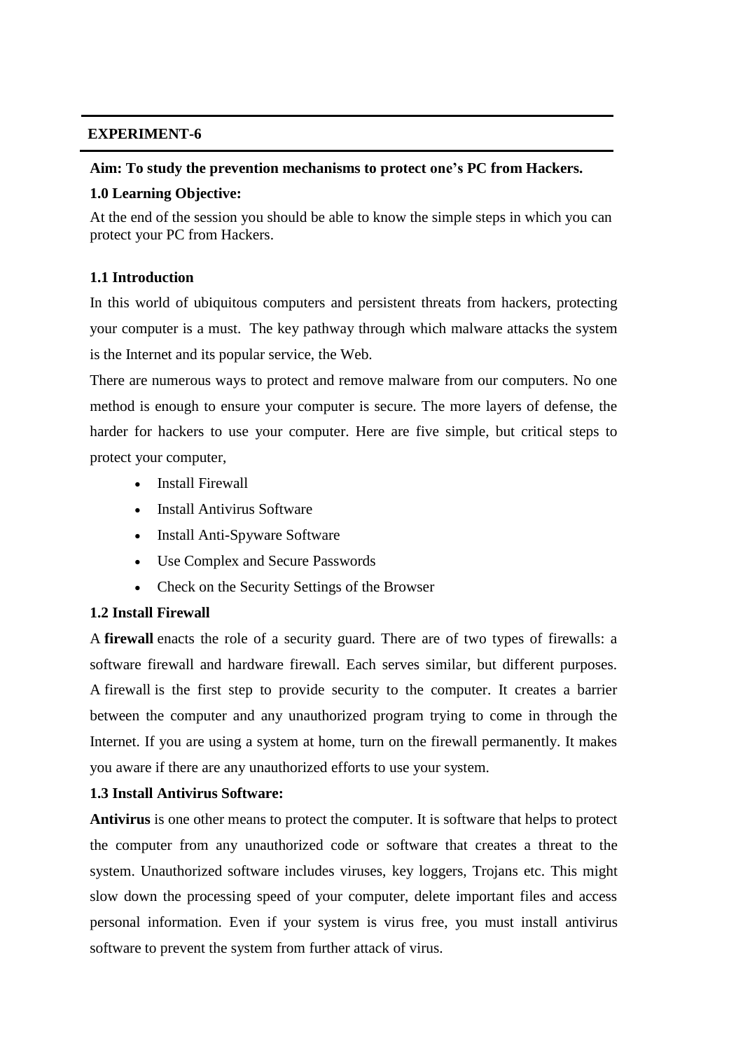## EXPERIMENT-6

**Aim: To study the prevention mechanisms to protect one's PC from Hackers.**

**1.0 Learning Objective:**

At the end of the session you should be able to know the simple steps in which you can protect your PC from Hackers.

**1.1 Introduction**

In this world of ubiquitous computers and persistent threats from hackers, protecting your computer is a must. The key pathway through which malware attacks the system is the Internet and its popular service, the Web.

There are numerous ways to protect and remove malware from our computers. No one method is enough to ensure your computer is secure. The more layers of defense, the harder for hackers to use your computer. Here are five simple, but critical steps to protect your computer,

- Install Firewall
- Install Antivirus Software
- Install Anti-Spyware Software
- Use Complex and Secure Passwords
- Check on the Security Settings of the Browser

**1.2 Install Firewall**

A **firewall** enacts the role of a security guard. There are of two types of firewalls: a software firewall and hardware firewall. Each serves similar, but different purposes. A firewall is the first step to provide security to the computer. It creates a barrier between the computer and any unauthorized program trying to come in through the Internet. If you are using a system at home, turn on the firewall permanently. It makes you aware if there are any unauthorized efforts to use your system.

**1.3 Install Antivirus Software:**

**Antivirus** is one other means to protect the computer. It is software that helps to protect the computer from any unauthorized code or software that creates a threat to the system. Unauthorized software includes viruses, key loggers, Trojans etc. This might slow down the processing speed of your computer, delete important files and access personal information. Even if your system is virus free, you must install antivirus software to prevent the system from further attack of virus.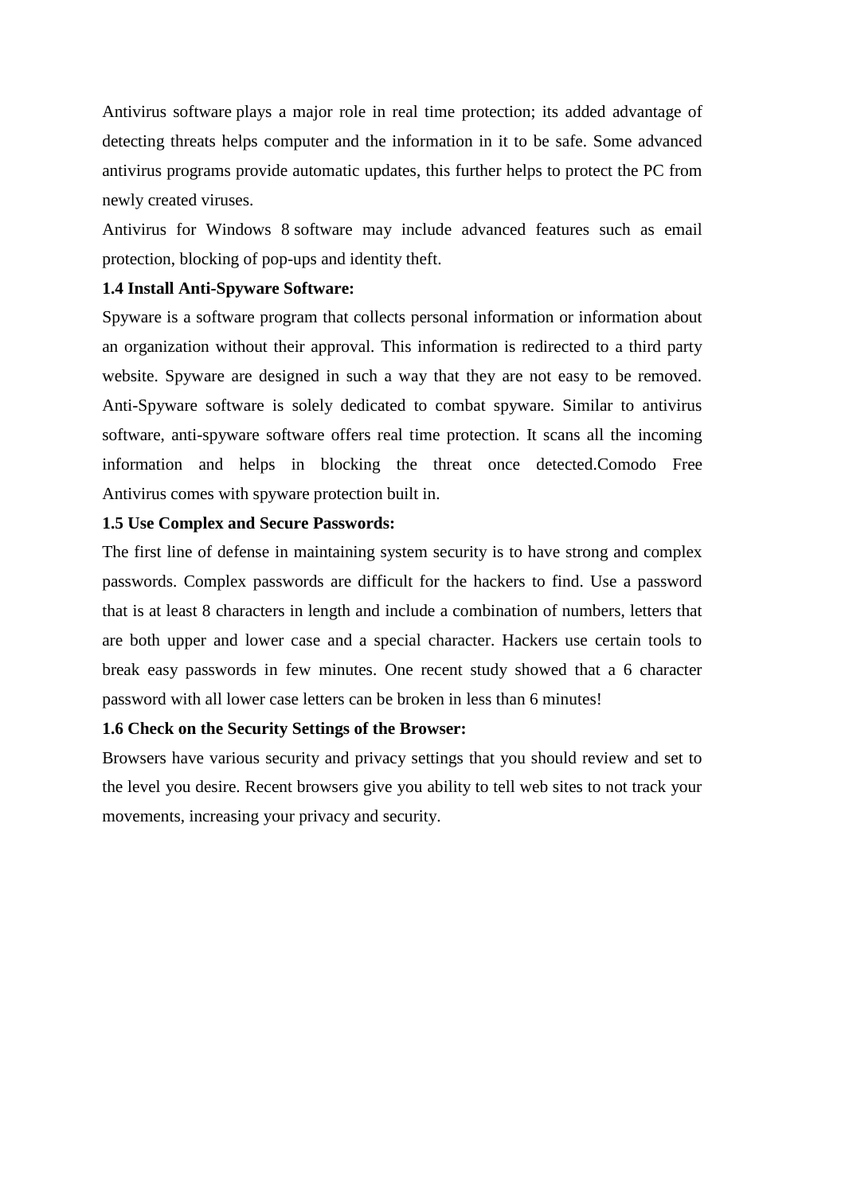Antivirus software plays a major role in real time protection; its added advantage of detecting threats helps computer and the information in it to be safe. Some advanced antivirus programs provide automatic updates, this further helps to protect the PC from newly created viruses.

Antivirus for Windows 8 software may include advanced features such as email protection, blocking of pop-ups and identity theft.

**1.4 Install Anti-Spyware Software:**

Spyware is a software program that collects personal information or information about an organization without their approval. This information is redirected to a third party website. Spyware are designed in such a way that they are not easy to be removed. Anti-Spyware software is solely dedicated to combat spyware. Similar to antivirus software, anti-spyware software offers real time protection. It scans all the incoming information and helps in blocking the threat once detected.Comodo Free Antivirus comes with spyware protection built in.

**1.5 Use Complex and Secure Passwords:**

The first line of defense in maintaining system security is to have strong and complex passwords. Complex passwords are difficult for the hackers to find. Use a password that is at least 8 characters in length and include a combination of numbers, letters that are both upper and lower case and a special character. Hackers use certain tools to break easy passwords in few minutes. One recent study showed that a 6 character password with all lower case letters can be broken in less than 6 minutes!

**1.6 Check on the Security Settings of the Browser:**

Browsers have various security and privacy settings that you should review and set to the level you desire. Recent browsers give you ability to tell web sites to not track your movements, increasing your privacy and security.